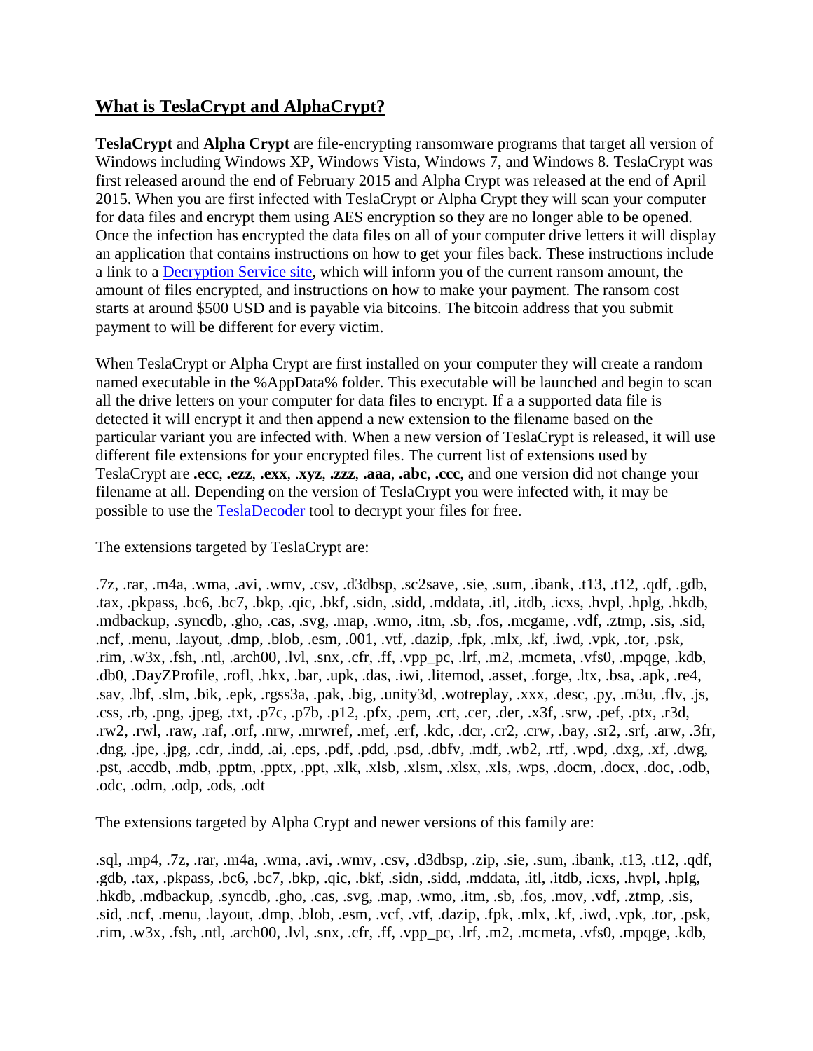## What is TeslaCrypt and AlphaCrypt?

**TeslaCrypt** and **Alpha Crypt** are file-encrypting ransomware programs that target all version of Windows including Windows XP, Windows Vista, Windows 7, and Windows 8. TeslaCrypt was first released around the end of February 2015 and Alpha Crypt was released at the end of April 2015. When you are first infected with TeslaCrypt or Alpha Crypt they will scan your computer for data files and encrypt them using AES encryption so they are no longer able to be opened. Once the infection has encrypted the data files on all of your computer drive letters it will display an application that contains instructions on how to get your files back. These instructions include a link to a Decryption Service site, which will inform you of the current ransom amount, the amount of files encrypted, and instructions on how to make your payment. The ransom cost starts at around $500 USD and is payable via bitcoins. The bitcoin address that you submit payment to will be different for every victim.

When TeslaCrypt or Alpha Crypt are first installed on your computer they will create a random named executable in the %AppData% folder. This executable will be launched and begin to scan all the drive letters on your computer for data files to encrypt. If a a supported data file is detected it will encrypt it and then append a new extension to the filename based on the particular variant you are infected with. When a new version of TeslaCrypt is released, it will use different file extensions for your encrypted files. The current list of extensions used by TeslaCrypt are **.ecc**, **.ezz**, **.exx**, **.xyz**, **.zzz**, **.aaa**, **.abc**, **.ccc**, and one version did not change your filename at all. Depending on the version of TeslaCrypt you were infected with, it may be possible to use the TeslaDecoder tool to decrypt your files for free.

The extensions targeted by TeslaCrypt are:

.7z, .rar, .m4a, .wma, .avi, .wmv, .csv, .d3dbsp, .sc2save, .sie, .sum, .ibank, .t13, .t12, .qdf, .gdb, .tax, .pkpass, .bc6, .bc7, .bkp, .qic, .bkf, .sidn, .sidd, .mddata, .itl, .itdb, .icxs, .hvpl, .hplg, .hkdb, .mdbackup, .syncdb, .gho, .cas, .svg, .map, .wmo, .itm, .sb, .fos, .mcgame, .vdf, .ztmp, .sis, .sid, .ncf, .menu, .layout, .dmp, .blob, .esm, .001, .vtf, .dazip, .fpk, .mlx, .kf, .iwd, .vpk, .tor, .psk, .rim, .w3x, .fsh, .ntl, .arch00, .lvl, .snx, .cfr, .ff, .vpp_pc, .lrf, .m2, .mcmeta, .vfs0, .mpqge, .kdb, .db0, .DayZProfile, .rofl, .hkx, .bar, .upk, .das, .iwi, .litemod, .asset, .forge, .ltx, .bsa, .apk, .re4, .sav, .lbf, .slm, .bik, .epk, .rgss3a, .pak, .big, .unity3d, .wotreplay, .xxx, .desc, .py, .m3u, .flv, .js, .css, .rb, .png, .jpeg, .txt, .p7c, .p7b, .p12, .pfx, .pem, .crt, .cer, .der, .x3f, .srw, .pef, .ptx, .r3d, .rw2, .rwl, .raw, .raf, .orf, .nrw, .mrwref, .mef, .erf, .kdc, .dcr, .cr2, .crw, .bay, .sr2, .srf, .arw, .3fr, .dng, .jpe, .jpg, .cdr, .indd, .ai, .eps, .pdf, .pdd, .psd, .dbfv, .mdf, .wb2, .rtf, .wpd, .dxg, .xf, .dwg, .pst, .accdb, .mdb, .pptm, .pptx, .ppt, .xlk, .xlsb, .xlsm, .xlsx, .xls, .wps, .docm, .docx, .doc, .odb, .odc, .odm, .odp, .ods, .odt

The extensions targeted by Alpha Crypt and newer versions of this family are:

.sql, .mp4, .7z, .rar, .m4a, .wma, .avi, .wmv, .csv, .d3dbsp, .zip, .sie, .sum, .ibank, .t13, .t12, .qdf, .gdb, .tax, .pkpass, .bc6, .bc7, .bkp, .qic, .bkf, .sidn, .sidd, .mddata, .itl, .itdb, .icxs, .hvpl, .hplg, .hkdb, .mdbackup, .syncdb, .gho, .cas, .svg, .map, .wmo, .itm, .sb, .fos, .mov, .vdf, .ztmp, .sis, .sid, .ncf, .menu, .layout, .dmp, .blob, .esm, .vcf, .vtf, .dazip, .fpk, .mlx, .kf, .iwd, .vpk, .tor, .psk, .rim, .w3x, .fsh, .ntl, .arch00, .lvl, .snx, .cfr, .ff, .vpp_pc, .lrf, .m2, .mcmeta, .vfs0, .mpqge, .kdb,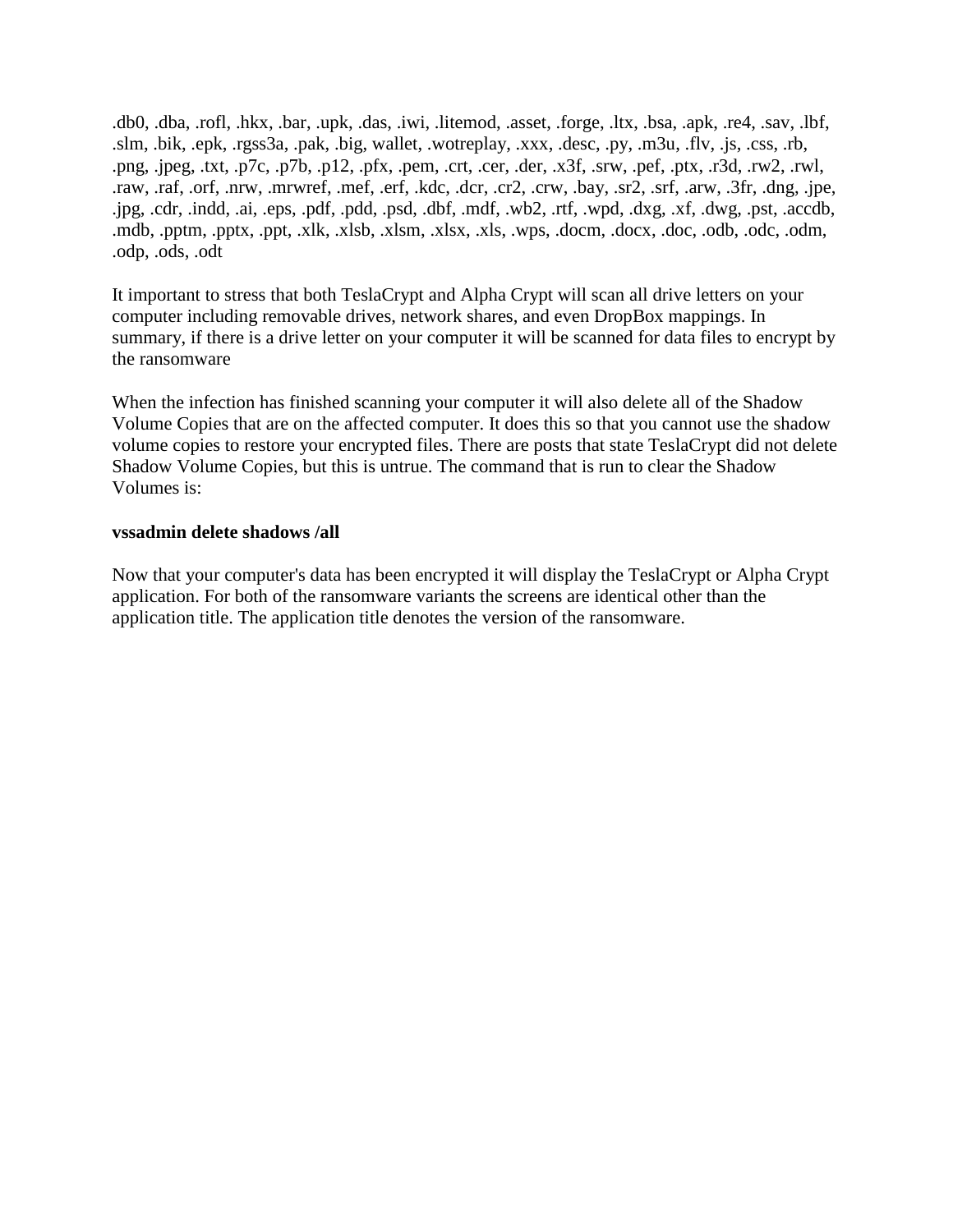.db0, .dba, .rofl, .hkx, .bar, .upk, .das, .iwi, .litemod, .asset, .forge, .ltx, .bsa, .apk, .re4, .sav, .lbf, .slm, .bik, .epk, .rgss3a, .pak, .big, wallet, .wotreplay, .xxx, .desc, .py, .m3u, .flv, .js, .css, .rb, .png, .jpeg, .txt, .p7c, .p7b, .p12, .pfx, .pem, .crt, .cer, .der, .x3f, .srw, .pef, .ptx, .r3d, .rw2, .rwl, .raw, .raf, .orf, .nrw, .mrwref, .mef, .erf, .kdc, .dcr, .cr2, .crw, .bay, .sr2, .srf, .arw, .3fr, .dng, .jpe, .jpg, .cdr, .indd, .ai, .eps, .pdf, .pdd, .psd, .dbf, .mdf, .wb2, .rtf, .wpd, .dxg, .xf, .dwg, .pst, .accdb, .mdb, .pptm, .pptx, .ppt, .xlk, .xlsb, .xlsm, .xlsx, .xls, .wps, .docm, .docx, .doc, .odb, .odc, .odm, .odp, .ods, .odt

It important to stress that both TeslaCrypt and Alpha Crypt will scan all drive letters on your computer including removable drives, network shares, and even DropBox mappings. In summary, if there is a drive letter on your computer it will be scanned for data files to encrypt by the ransomware

When the infection has finished scanning your computer it will also delete all of the Shadow Volume Copies that are on the affected computer. It does this so that you cannot use the shadow volume copies to restore your encrypted files. There are posts that state TeslaCrypt did not delete Shadow Volume Copies, but this is untrue. The command that is run to clear the Shadow Volumes is:

**vssadmin delete shadows /all**

Now that your computer's data has been encrypted it will display the TeslaCrypt or Alpha Crypt application. For both of the ransomware variants the screens are identical other than the application title. The application title denotes the version of the ransomware.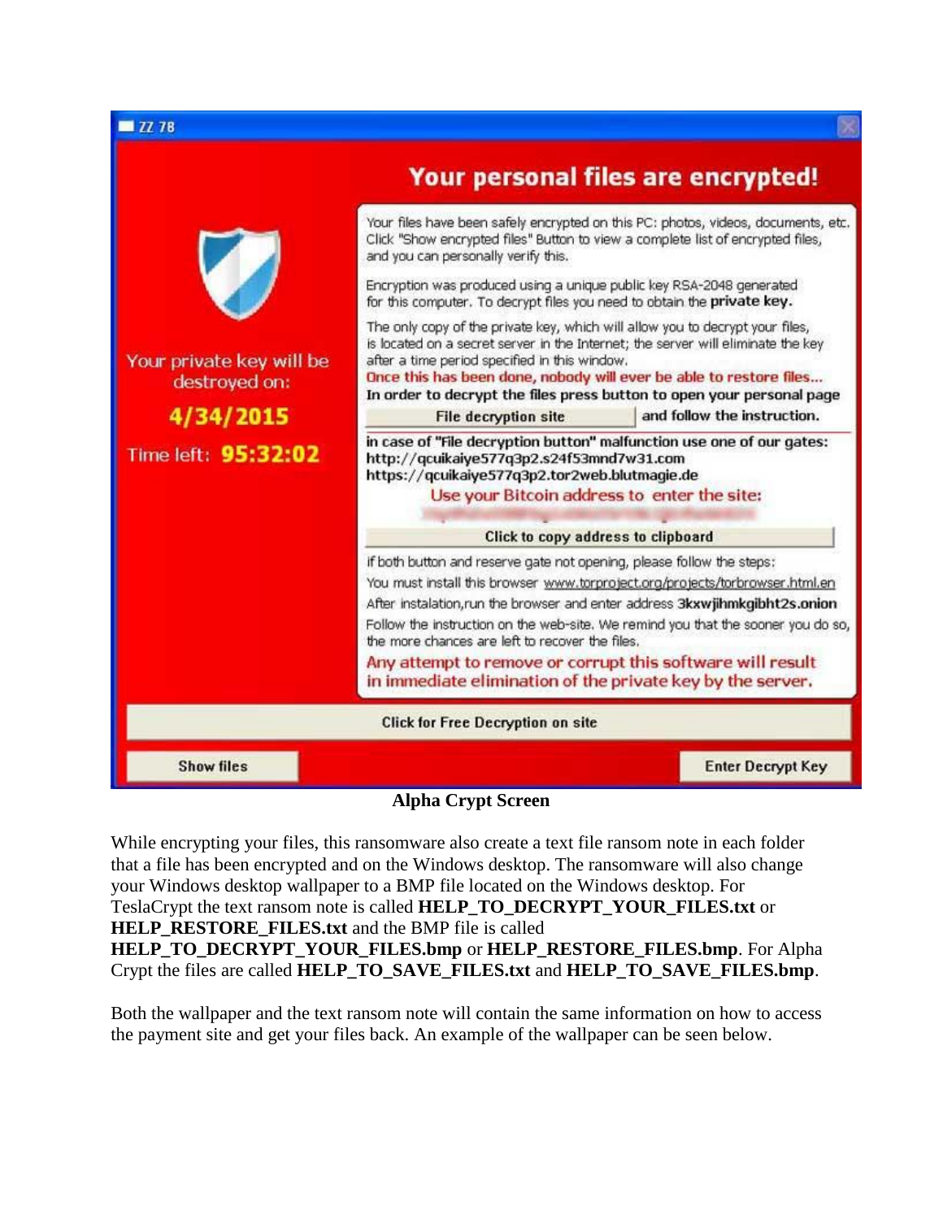ZZ 78

## Your personal files are encrypted!

Your files have been safely encrypted on this PC: photos, videos, documents, etc. Click "Show encrypted files" Button to view a complete list of encrypted files, and you can personally verify this.

Encryption was produced using a unique public key RSA-2048 generated for this computer. To decrypt files you need to obtain the **private key.**

The only copy of the private key, which will allow you to decrypt your files, is located on a secret server in the Internet; the server will eliminate the key after a time period specified in this window.

**Once this has been done, nobody will ever be able to restore files...**

**In order to decrypt the files press button to open your personal page**

**File decryption site** **and follow the instruction.**

**in case of "File decryption button" malfunction use one of our gates:**
**http://qcuikaiye577q3p2.s24f53mnd7w31.com**
**https://qcuikaiye577q3p2.tor2web.blutmagie.de**

Use your Bitcoin address to enter the site:

**Click to copy address to clipboard**

if both button and reserve gate not opening, please follow the steps:

You must install this browser www.torproject.org/projects/torbrowser.html.en

After instalation,run the browser and enter address **3kxwjihmkgibht2s.onion**

Follow the instruction on the web-site. We remind you that the sooner you do so, the more chances are left to recover the files.

Any attempt to remove or corrupt this software will result in immediate elimination of the private key by the server.

Your private key will be destroyed on:

**4/34/2015**

Time left: **95:32:02**

**Click for Free Decryption on site**

**Show files** **Enter Decrypt Key**

**Alpha Crypt Screen**

While encrypting your files, this ransomware also create a text file ransom note in each folder that a file has been encrypted and on the Windows desktop. The ransomware will also change your Windows desktop wallpaper to a BMP file located on the Windows desktop. For TeslaCrypt the text ransom note is called **HELP_TO_DECRYPT_YOUR_FILES.txt** or **HELP_RESTORE_FILES.txt** and the BMP file is called **HELP_TO_DECRYPT_YOUR_FILES.bmp** or **HELP_RESTORE_FILES.bmp**. For Alpha Crypt the files are called **HELP_TO_SAVE_FILES.txt** and **HELP_TO_SAVE_FILES.bmp**.

Both the wallpaper and the text ransom note will contain the same information on how to access the payment site and get your files back. An example of the wallpaper can be seen below.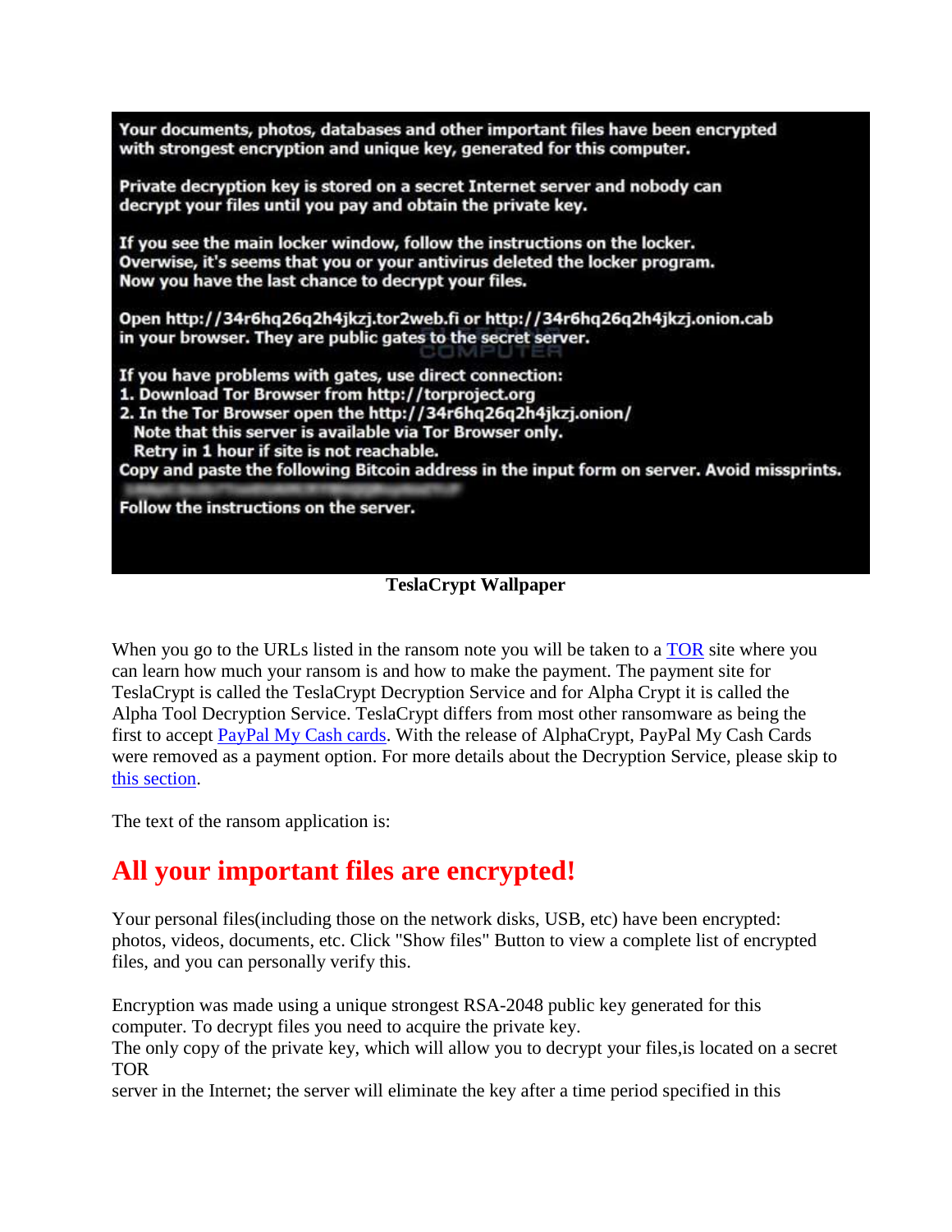Your documents, photos, databases and other important files have been encrypted with strongest encryption and unique key, generated for this computer.

Private decryption key is stored on a secret Internet server and nobody can decrypt your files until you pay and obtain the private key.

If you see the main locker window, follow the instructions on the locker. Overwise, it's seems that you or your antivirus deleted the locker program. Now you have the last chance to decrypt your files.

Open http://34r6hq26q2h4jkzj.tor2web.fi or http://34r6hq26q2h4jkzj.onion.cab in your browser. They are public gates to the secret server.

If you have problems with gates, use direct connection:
1. Download Tor Browser from http://torproject.org
2. In the Tor Browser open the http://34r6hq26q2h4jkzj.onion/
   Note that this server is available via Tor Browser only.
   Retry in 1 hour if site is not reachable.

Copy and paste the following Bitcoin address in the input form on server. Avoid missprints.

Follow the instructions on the server.

**TeslaCrypt Wallpaper**

When you go to the URLs listed in the ransom note you will be taken to a TOR site where you can learn how much your ransom is and how to make the payment. The payment site for TeslaCrypt is called the TeslaCrypt Decryption Service and for Alpha Crypt it is called the Alpha Tool Decryption Service. TeslaCrypt differs from most other ransomware as being the first to accept PayPal My Cash cards. With the release of AlphaCrypt, PayPal My Cash Cards were removed as a payment option. For more details about the Decryption Service, please skip to this section.

The text of the ransom application is:

## All your important files are encrypted!

Your personal files(including those on the network disks, USB, etc) have been encrypted: photos, videos, documents, etc. Click "Show files" Button to view a complete list of encrypted files, and you can personally verify this.

Encryption was made using a unique strongest RSA-2048 public key generated for this computer. To decrypt files you need to acquire the private key.
The only copy of the private key, which will allow you to decrypt your files,is located on a secret TOR
server in the Internet; the server will eliminate the key after a time period specified in this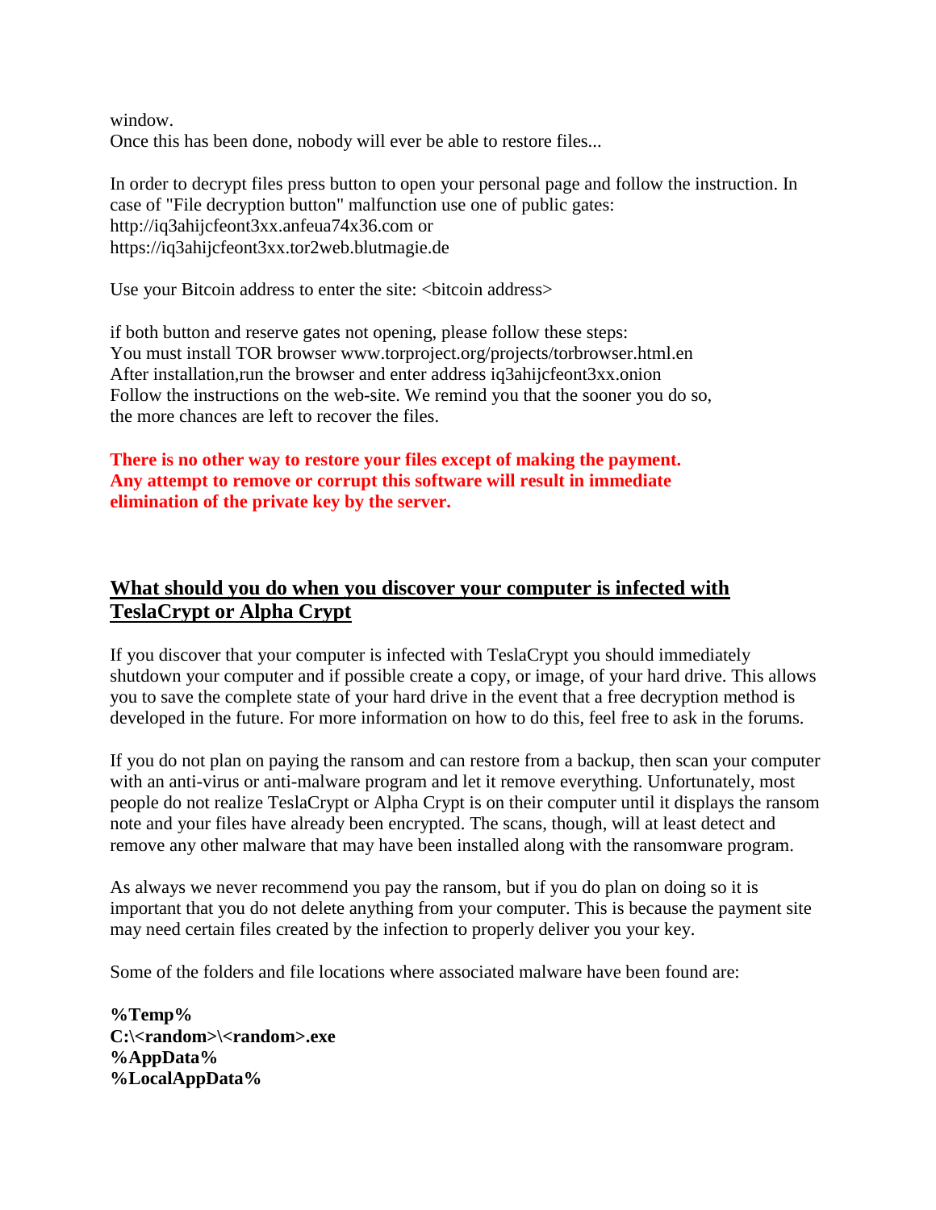window.
Once this has been done, nobody will ever be able to restore files...

In order to decrypt files press button to open your personal page and follow the instruction. In case of "File decryption button" malfunction use one of public gates:
http://iq3ahijcfeont3xx.anfeua74x36.com or
https://iq3ahijcfeont3xx.tor2web.blutmagie.de

Use your Bitcoin address to enter the site: <bitcoin address>

if both button and reserve gates not opening, please follow these steps:
You must install TOR browser www.torproject.org/projects/torbrowser.html.en
After installation,run the browser and enter address iq3ahijcfeont3xx.onion
Follow the instructions on the web-site. We remind you that the sooner you do so, the more chances are left to recover the files.

**There is no other way to restore your files except of making the payment. Any attempt to remove or corrupt this software will result in immediate elimination of the private key by the server.**

## What should you do when you discover your computer is infected with TeslaCrypt or Alpha Crypt

If you discover that your computer is infected with TeslaCrypt you should immediately shutdown your computer and if possible create a copy, or image, of your hard drive. This allows you to save the complete state of your hard drive in the event that a free decryption method is developed in the future. For more information on how to do this, feel free to ask in the forums.

If you do not plan on paying the ransom and can restore from a backup, then scan your computer with an anti-virus or anti-malware program and let it remove everything. Unfortunately, most people do not realize TeslaCrypt or Alpha Crypt is on their computer until it displays the ransom note and your files have already been encrypted. The scans, though, will at least detect and remove any other malware that may have been installed along with the ransomware program.

As always we never recommend you pay the ransom, but if you do plan on doing so it is important that you do not delete anything from your computer. This is because the payment site may need certain files created by the infection to properly deliver you your key.

Some of the folders and file locations where associated malware have been found are:

**%Temp%**
**C:\<random>\<random>.exe**
**%AppData%**
**%LocalAppData%**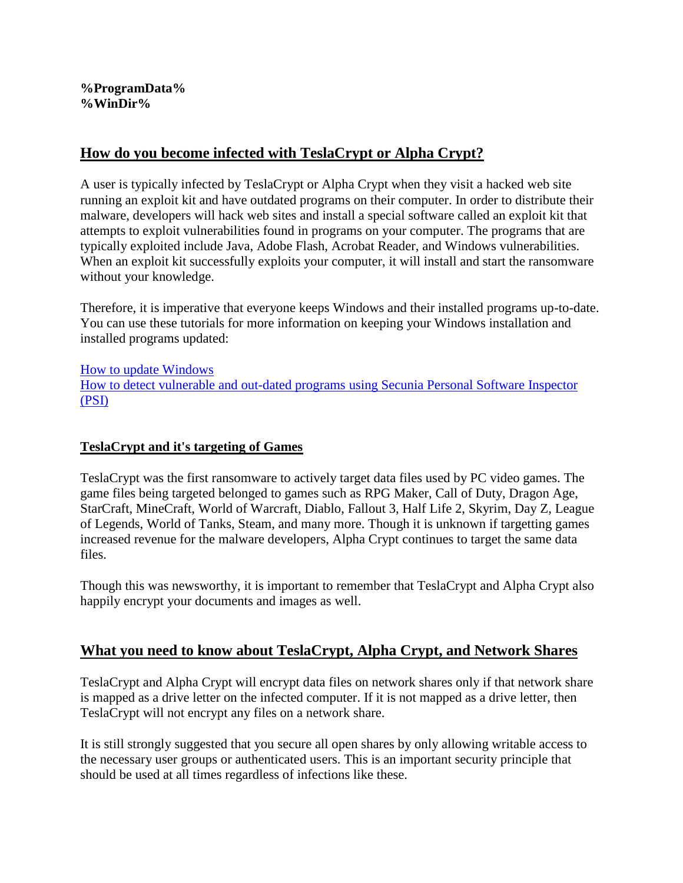**%ProgramData%**
**%WinDir%**

## How do you become infected with TeslaCrypt or Alpha Crypt?

A user is typically infected by TeslaCrypt or Alpha Crypt when they visit a hacked web site running an exploit kit and have outdated programs on their computer. In order to distribute their malware, developers will hack web sites and install a special software called an exploit kit that attempts to exploit vulnerabilities found in programs on your computer. The programs that are typically exploited include Java, Adobe Flash, Acrobat Reader, and Windows vulnerabilities. When an exploit kit successfully exploits your computer, it will install and start the ransomware without your knowledge.

Therefore, it is imperative that everyone keeps Windows and their installed programs up-to-date. You can use these tutorials for more information on keeping your Windows installation and installed programs updated:

How to update Windows
How to detect vulnerable and out-dated programs using Secunia Personal Software Inspector (PSI)

### TeslaCrypt and it's targeting of Games

TeslaCrypt was the first ransomware to actively target data files used by PC video games. The game files being targeted belonged to games such as RPG Maker, Call of Duty, Dragon Age, StarCraft, MineCraft, World of Warcraft, Diablo, Fallout 3, Half Life 2, Skyrim, Day Z, League of Legends, World of Tanks, Steam, and many more. Though it is unknown if targetting games increased revenue for the malware developers, Alpha Crypt continues to target the same data files.

Though this was newsworthy, it is important to remember that TeslaCrypt and Alpha Crypt also happily encrypt your documents and images as well.

## What you need to know about TeslaCrypt, Alpha Crypt, and Network Shares

TeslaCrypt and Alpha Crypt will encrypt data files on network shares only if that network share is mapped as a drive letter on the infected computer. If it is not mapped as a drive letter, then TeslaCrypt will not encrypt any files on a network share.

It is still strongly suggested that you secure all open shares by only allowing writable access to the necessary user groups or authenticated users. This is an important security principle that should be used at all times regardless of infections like these.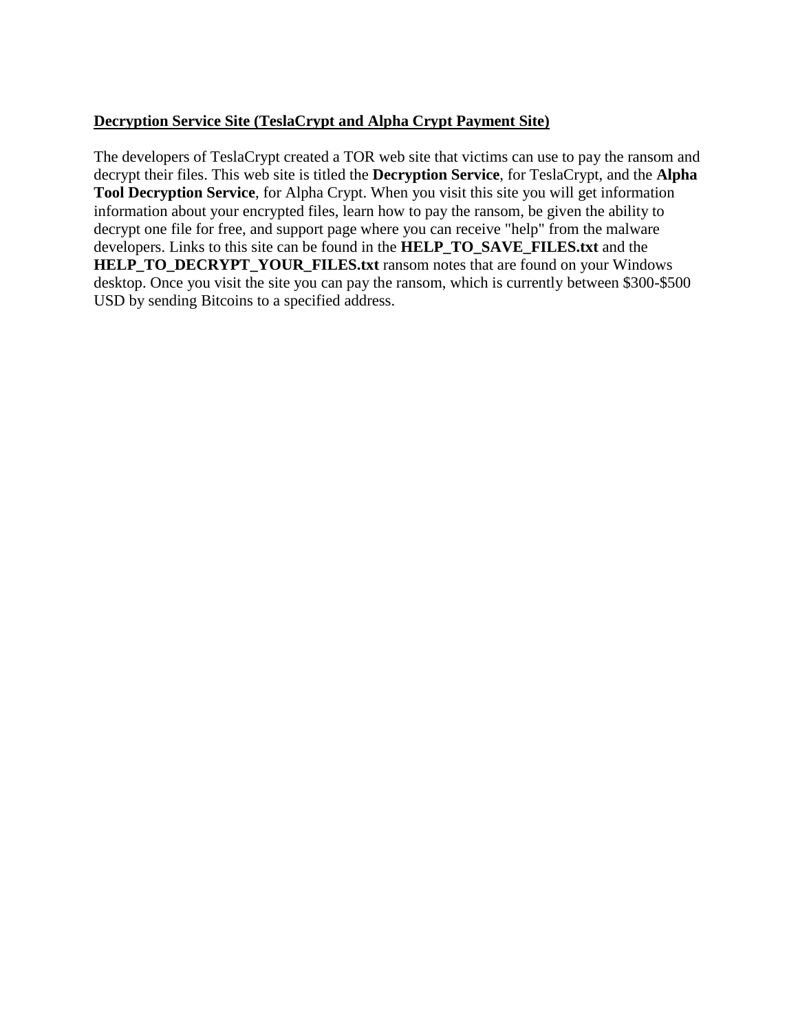**Decryption Service Site (TeslaCrypt and Alpha Crypt Payment Site)**

The developers of TeslaCrypt created a TOR web site that victims can use to pay the ransom and decrypt their files. This web site is titled the **Decryption Service**, for TeslaCrypt, and the **Alpha Tool Decryption Service**, for Alpha Crypt. When you visit this site you will get information information about your encrypted files, learn how to pay the ransom, be given the ability to decrypt one file for free, and support page where you can receive "help" from the malware developers. Links to this site can be found in the **HELP_TO_SAVE_FILES.txt** and the **HELP_TO_DECRYPT_YOUR_FILES.txt** ransom notes that are found on your Windows desktop. Once you visit the site you can pay the ransom, which is currently between $300-$500 USD by sending Bitcoins to a specified address.